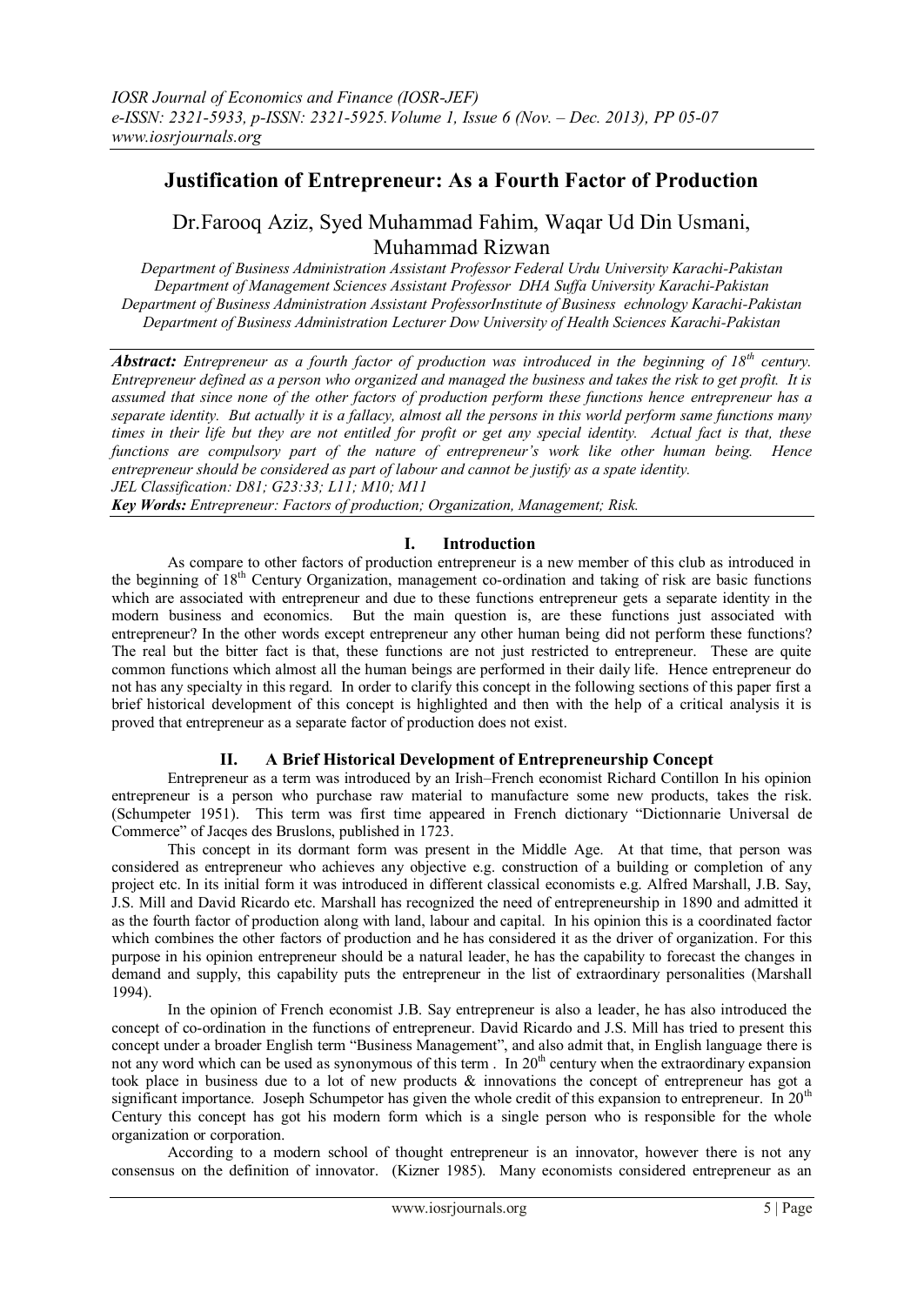# Justification of Entrepreneur: As a Fourth Factor of Production

Dr.Farooq Aziz, Syed Muhammad Fahim, Waqar Ud Din Usmani, Muhammad Rizwan

*Department of Business Administration Assistant Professor Federal Urdu University Karachi-Pakistan*
*Department of Management Sciences Assistant Professor DHA Suffa University Karachi-Pakistan*
*Department of Business Administration Assistant ProfessorInstitute of Business echnology Karachi-Pakistan*
*Department of Business Administration Lecturer Dow University of Health Sciences Karachi-Pakistan*

***Abstract:*** *Entrepreneur as a fourth factor of production was introduced in the beginning of 18th century. Entrepreneur defined as a person who organized and managed the business and takes the risk to get profit. It is assumed that since none of the other factors of production perform these functions hence entrepreneur has a separate identity. But actually it is a fallacy, almost all the persons in this world perform same functions many times in their life but they are not entitled for profit or get any special identity. Actual fact is that, these functions are compulsory part of the nature of entrepreneur's work like other human being. Hence entrepreneur should be considered as part of labour and cannot be justify as a spate identity.*
*JEL Classification: D81; G23:33; L11; M10; M11*

***Key Words:*** *Entrepreneur: Factors of production; Organization, Management; Risk.*

## I. Introduction

As compare to other factors of production entrepreneur is a new member of this club as introduced in the beginning of 18th Century Organization, management co-ordination and taking of risk are basic functions which are associated with entrepreneur and due to these functions entrepreneur gets a separate identity in the modern business and economics. But the main question is, are these functions just associated with entrepreneur? In the other words except entrepreneur any other human being did not perform these functions? The real but the bitter fact is that, these functions are not just restricted to entrepreneur. These are quite common functions which almost all the human beings are performed in their daily life. Hence entrepreneur do not has any specialty in this regard. In order to clarify this concept in the following sections of this paper first a brief historical development of this concept is highlighted and then with the help of a critical analysis it is proved that entrepreneur as a separate factor of production does not exist.

## II. A Brief Historical Development of Entrepreneurship Concept

Entrepreneur as a term was introduced by an Irish–French economist Richard Contillon In his opinion entrepreneur is a person who purchase raw material to manufacture some new products, takes the risk. (Schumpeter 1951). This term was first time appeared in French dictionary "Dictionnarie Universal de Commerce" of Jacqes des Bruslons, published in 1723.

This concept in its dormant form was present in the Middle Age. At that time, that person was considered as entrepreneur who achieves any objective e.g. construction of a building or completion of any project etc. In its initial form it was introduced in different classical economists e.g. Alfred Marshall, J.B. Say, J.S. Mill and David Ricardo etc. Marshall has recognized the need of entrepreneurship in 1890 and admitted it as the fourth factor of production along with land, labour and capital. In his opinion this is a coordinated factor which combines the other factors of production and he has considered it as the driver of organization. For this purpose in his opinion entrepreneur should be a natural leader, he has the capability to forecast the changes in demand and supply, this capability puts the entrepreneur in the list of extraordinary personalities (Marshall 1994).

In the opinion of French economist J.B. Say entrepreneur is also a leader, he has also introduced the concept of co-ordination in the functions of entrepreneur. David Ricardo and J.S. Mill has tried to present this concept under a broader English term "Business Management", and also admit that, in English language there is not any word which can be used as synonymous of this term . In 20th century when the extraordinary expansion took place in business due to a lot of new products & innovations the concept of entrepreneur has got a significant importance. Joseph Schumpetor has given the whole credit of this expansion to entrepreneur. In 20th Century this concept has got his modern form which is a single person who is responsible for the whole organization or corporation.

According to a modern school of thought entrepreneur is an innovator, however there is not any consensus on the definition of innovator. (Kizner 1985). Many economists considered entrepreneur as an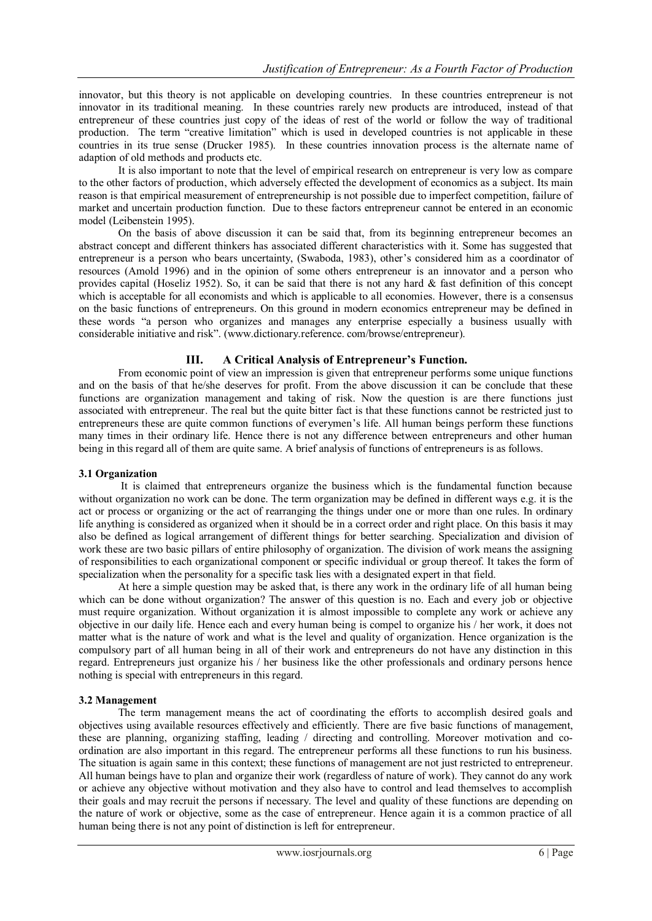innovator, but this theory is not applicable on developing countries. In these countries entrepreneur is not innovator in its traditional meaning. In these countries rarely new products are introduced, instead of that entrepreneur of these countries just copy of the ideas of rest of the world or follow the way of traditional production. The term "creative limitation" which is used in developed countries is not applicable in these countries in its true sense (Drucker 1985). In these countries innovation process is the alternate name of adaption of old methods and products etc.

It is also important to note that the level of empirical research on entrepreneur is very low as compare to the other factors of production, which adversely effected the development of economics as a subject. Its main reason is that empirical measurement of entrepreneurship is not possible due to imperfect competition, failure of market and uncertain production function. Due to these factors entrepreneur cannot be entered in an economic model (Leibenstein 1995).

On the basis of above discussion it can be said that, from its beginning entrepreneur becomes an abstract concept and different thinkers has associated different characteristics with it. Some has suggested that entrepreneur is a person who bears uncertainty, (Swaboda, 1983), other's considered him as a coordinator of resources (Amold 1996) and in the opinion of some others entrepreneur is an innovator and a person who provides capital (Hoseliz 1952). So, it can be said that there is not any hard & fast definition of this concept which is acceptable for all economists and which is applicable to all economies. However, there is a consensus on the basic functions of entrepreneurs. On this ground in modern economics entrepreneur may be defined in these words "a person who organizes and manages any enterprise especially a business usually with considerable initiative and risk". (www.dictionary.reference. com/browse/entrepreneur).

## III. A Critical Analysis of Entrepreneur's Function.

From economic point of view an impression is given that entrepreneur performs some unique functions and on the basis of that he/she deserves for profit. From the above discussion it can be conclude that these functions are organization management and taking of risk. Now the question is are there functions just associated with entrepreneur. The real but the quite bitter fact is that these functions cannot be restricted just to entrepreneurs these are quite common functions of everymen's life. All human beings perform these functions many times in their ordinary life. Hence there is not any difference between entrepreneurs and other human being in this regard all of them are quite same. A brief analysis of functions of entrepreneurs is as follows.

### 3.1 Organization

It is claimed that entrepreneurs organize the business which is the fundamental function because without organization no work can be done. The term organization may be defined in different ways e.g. it is the act or process or organizing or the act of rearranging the things under one or more than one rules. In ordinary life anything is considered as organized when it should be in a correct order and right place. On this basis it may also be defined as logical arrangement of different things for better searching. Specialization and division of work these are two basic pillars of entire philosophy of organization. The division of work means the assigning of responsibilities to each organizational component or specific individual or group thereof. It takes the form of specialization when the personality for a specific task lies with a designated expert in that field.

At here a simple question may be asked that, is there any work in the ordinary life of all human being which can be done without organization? The answer of this question is no. Each and every job or objective must require organization. Without organization it is almost impossible to complete any work or achieve any objective in our daily life. Hence each and every human being is compel to organize his / her work, it does not matter what is the nature of work and what is the level and quality of organization. Hence organization is the compulsory part of all human being in all of their work and entrepreneurs do not have any distinction in this regard. Entrepreneurs just organize his / her business like the other professionals and ordinary persons hence nothing is special with entrepreneurs in this regard.

### 3.2 Management

The term management means the act of coordinating the efforts to accomplish desired goals and objectives using available resources effectively and efficiently. There are five basic functions of management, these are planning, organizing staffing, leading / directing and controlling. Moreover motivation and co-ordination are also important in this regard. The entrepreneur performs all these functions to run his business. The situation is again same in this context; these functions of management are not just restricted to entrepreneur. All human beings have to plan and organize their work (regardless of nature of work). They cannot do any work or achieve any objective without motivation and they also have to control and lead themselves to accomplish their goals and may recruit the persons if necessary. The level and quality of these functions are depending on the nature of work or objective, some as the case of entrepreneur. Hence again it is a common practice of all human being there is not any point of distinction is left for entrepreneur.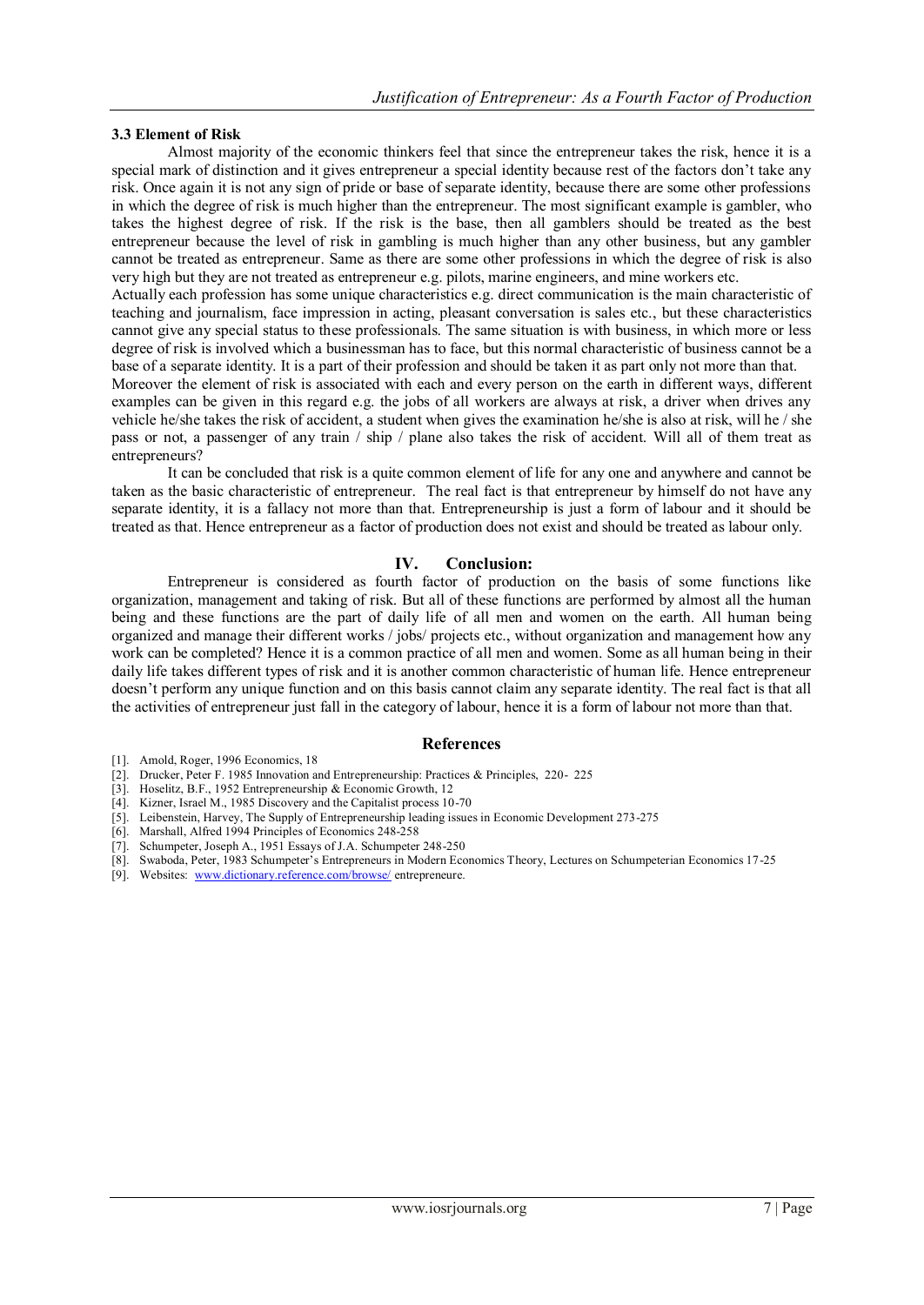### 3.3 Element of Risk

Almost majority of the economic thinkers feel that since the entrepreneur takes the risk, hence it is a special mark of distinction and it gives entrepreneur a special identity because rest of the factors don't take any risk. Once again it is not any sign of pride or base of separate identity, because there are some other professions in which the degree of risk is much higher than the entrepreneur. The most significant example is gambler, who takes the highest degree of risk. If the risk is the base, then all gamblers should be treated as the best entrepreneur because the level of risk in gambling is much higher than any other business, but any gambler cannot be treated as entrepreneur. Same as there are some other professions in which the degree of risk is also very high but they are not treated as entrepreneur e.g. pilots, marine engineers, and mine workers etc.

Actually each profession has some unique characteristics e.g. direct communication is the main characteristic of teaching and journalism, face impression in acting, pleasant conversation is sales etc., but these characteristics cannot give any special status to these professionals. The same situation is with business, in which more or less degree of risk is involved which a businessman has to face, but this normal characteristic of business cannot be a base of a separate identity. It is a part of their profession and should be taken it as part only not more than that.

Moreover the element of risk is associated with each and every person on the earth in different ways, different examples can be given in this regard e.g. the jobs of all workers are always at risk, a driver when drives any vehicle he/she takes the risk of accident, a student when gives the examination he/she is also at risk, will he / she pass or not, a passenger of any train / ship / plane also takes the risk of accident. Will all of them treat as entrepreneurs?

It can be concluded that risk is a quite common element of life for any one and anywhere and cannot be taken as the basic characteristic of entrepreneur. The real fact is that entrepreneur by himself do not have any separate identity, it is a fallacy not more than that. Entrepreneurship is just a form of labour and it should be treated as that. Hence entrepreneur as a factor of production does not exist and should be treated as labour only.

## IV. Conclusion:

Entrepreneur is considered as fourth factor of production on the basis of some functions like organization, management and taking of risk. But all of these functions are performed by almost all the human being and these functions are the part of daily life of all men and women on the earth. All human being organized and manage their different works / jobs/ projects etc., without organization and management how any work can be completed? Hence it is a common practice of all men and women. Some as all human being in their daily life takes different types of risk and it is another common characteristic of human life. Hence entrepreneur doesn't perform any unique function and on this basis cannot claim any separate identity. The real fact is that all the activities of entrepreneur just fall in the category of labour, hence it is a form of labour not more than that.

## References

[1]. Amold, Roger, 1996 Economics, 18
[2]. Drucker, Peter F. 1985 Innovation and Entrepreneurship: Practices & Principles, 220- 225
[3]. Hoselitz, B.F., 1952 Entrepreneurship & Economic Growth, 12
[4]. Kizner, Israel M., 1985 Discovery and the Capitalist process 10-70
[5]. Leibenstein, Harvey, The Supply of Entrepreneurship leading issues in Economic Development 273-275
[6]. Marshall, Alfred 1994 Principles of Economics 248-258
[7]. Schumpeter, Joseph A., 1951 Essays of J.A. Schumpeter 248-250
[8]. Swaboda, Peter, 1983 Schumpeter's Entrepreneurs in Modern Economics Theory, Lectures on Schumpeterian Economics 17-25
[9]. Websites: www.dictionary.reference.com/browse/ entrepreneure.